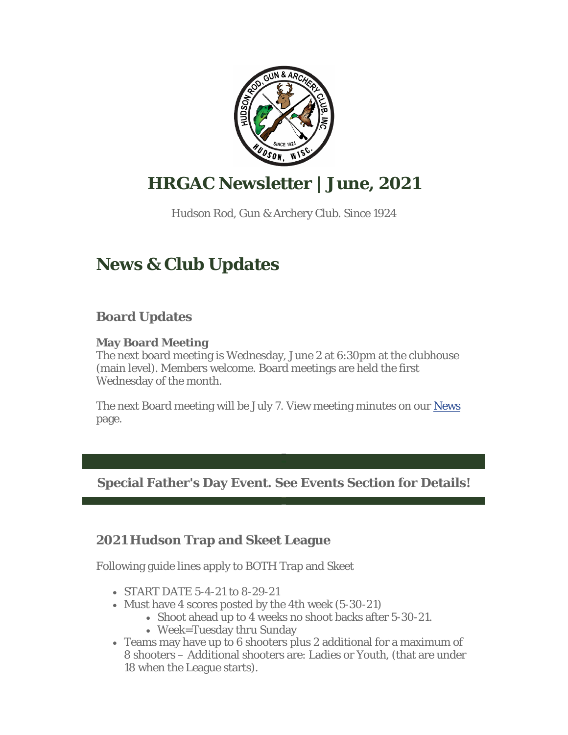# HRGAC Newsletter | June, 2021

Hudson Rod, Gun & Archery Club. Since 1924

## News & Club Updates

### Board Updates

**May Board Meeting**
The next board meeting is Wednesday, June 2 at 6:30pm at the clubhouse (main level). Members welcome. Board meetings are held the first Wednesday of the month.

The next Board meeting will be July 7. View meeting minutes on our News page.

**Special Father's Day Event. See Events Section for Details!**

### 2021 Hudson Trap and Skeet League

Following guide lines apply to BOTH Trap and Skeet

- START DATE 5-4-21 to 8-29-21
- Must have 4 scores posted by the 4th week (5-30-21)
  - Shoot ahead up to 4 weeks no shoot backs after 5-30-21.
  - Week=Tuesday thru Sunday
- Teams may have up to 6 shooters plus 2 additional for a maximum of 8 shooters – Additional shooters are: Ladies or Youth, (that are under 18 when the League starts).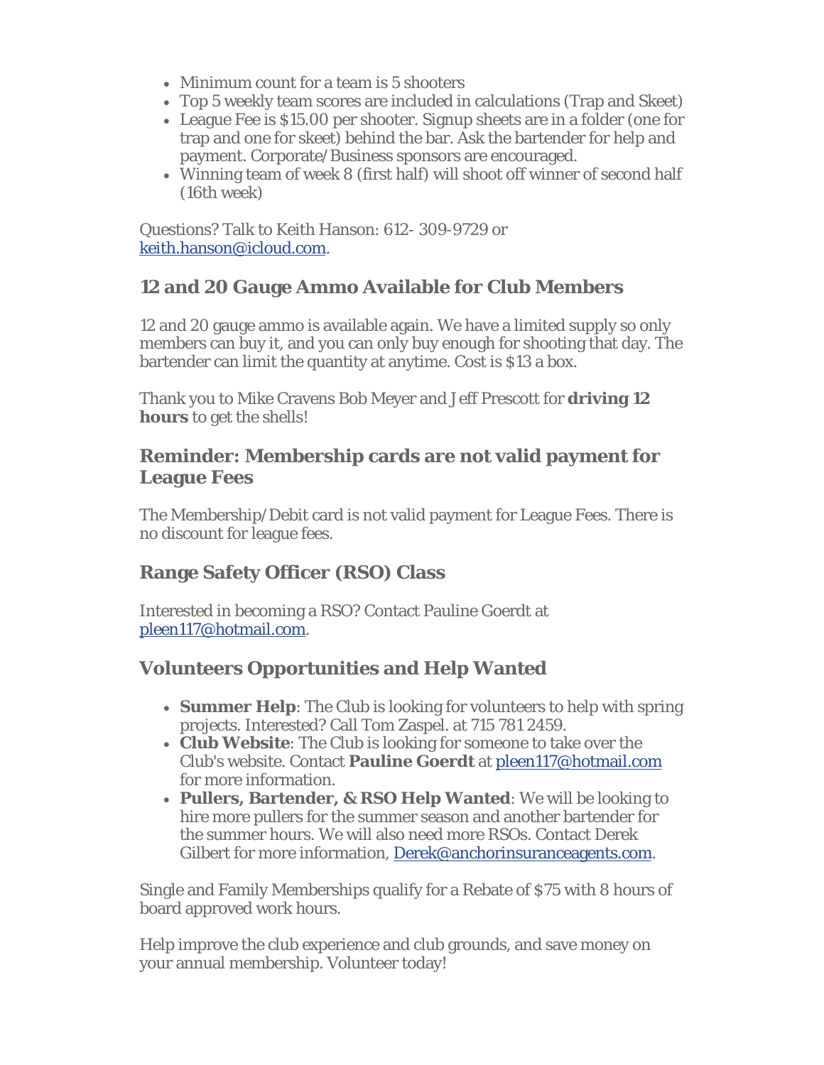- Minimum count for a team is 5 shooters
- Top 5 weekly team scores are included in calculations (Trap and Skeet)
- League Fee is $15.00 per shooter. Signup sheets are in a folder (one for trap and one for skeet) behind the bar. Ask the bartender for help and payment. Corporate/Business sponsors are encouraged.
- Winning team of week 8 (first half) will shoot off winner of second half (16th week)

Questions? Talk to Keith Hanson: 612- 309-9729 or [keith.hanson@icloud.com](mailto:keith.hanson@icloud.com).

### 12 and 20 Gauge Ammo Available for Club Members

12 and 20 gauge ammo is available again. We have a limited supply so only members can buy it, and you can only buy enough for shooting that day. The bartender can limit the quantity at anytime. Cost is $13 a box.

Thank you to Mike Cravens Bob Meyer and Jeff Prescott for **driving 12 hours** to get the shells!

### Reminder: Membership cards are not valid payment for League Fees

The Membership/Debit card is not valid payment for League Fees. There is no discount for league fees.

### Range Safety Officer (RSO) Class

Interested in becoming a RSO? Contact Pauline Goerdt at [pleen117@hotmail.com](mailto:pleen117@hotmail.com).

### Volunteers Opportunities and Help Wanted

- **Summer Help**: The Club is looking for volunteers to help with spring projects. Interested? Call Tom Zaspel. at 715 781 2459.
- **Club Website**: The Club is looking for someone to take over the Club's website. Contact **Pauline Goerdt** at [pleen117@hotmail.com](mailto:pleen117@hotmail.com) for more information.
- **Pullers, Bartender, & RSO Help Wanted**: We will be looking to hire more pullers for the summer season and another bartender for the summer hours. We will also need more RSOs. Contact Derek Gilbert for more information, [Derek@anchorinsuranceagents.com](mailto:Derek@anchorinsuranceagents.com).

Single and Family Memberships qualify for a Rebate of $75 with 8 hours of board approved work hours.

Help improve the club experience and club grounds, and save money on your annual membership. Volunteer today!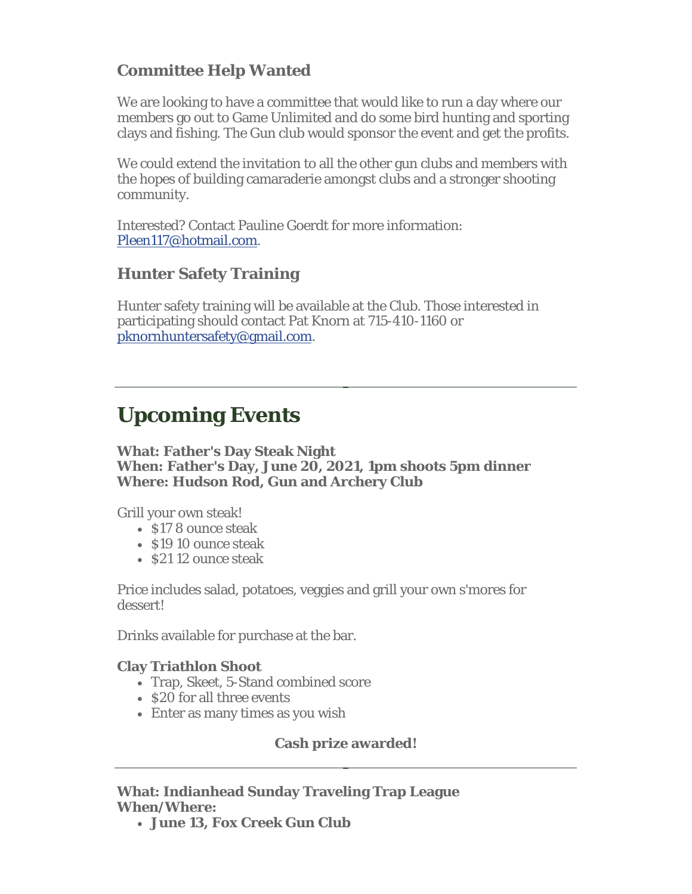### Committee Help Wanted

We are looking to have a committee that would like to run a day where our members go out to Game Unlimited and do some bird hunting and sporting clays and fishing. The Gun club would sponsor the event and get the profits.

We could extend the invitation to all the other gun clubs and members with the hopes of building camaraderie amongst clubs and a stronger shooting community.

Interested? Contact Pauline Goerdt for more information: Pleen117@hotmail.com.

### Hunter Safety Training

Hunter safety training will be available at the Club. Those interested in participating should contact Pat Knorn at 715-410-1160 or pknornhuntersafety@gmail.com.

---

# Upcoming Events

**What: Father's Day Steak Night**
**When: Father's Day, June 20, 2021, 1pm shoots 5pm dinner**
**Where: Hudson Rod, Gun and Archery Club**

Grill your own steak!

- $17 8 ounce steak
- $19 10 ounce steak
- $21 12 ounce steak

Price includes salad, potatoes, veggies and grill your own s'mores for dessert!

Drinks available for purchase at the bar.

**Clay Triathlon Shoot**

- Trap, Skeet, 5-Stand combined score
- $20 for all three events
- Enter as many times as you wish

**Cash prize awarded!**

---

**What: Indianhead Sunday Traveling Trap League**
**When/Where:**

- **June 13, Fox Creek Gun Club**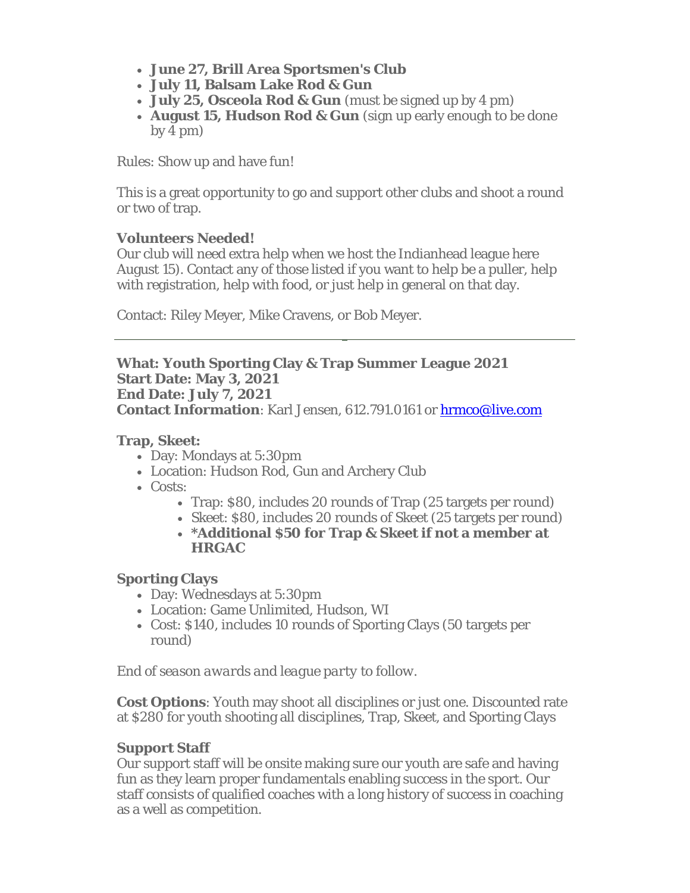- **June 27, Brill Area Sportsmen's Club**
- **July 11, Balsam Lake Rod & Gun**
- **July 25, Osceola Rod & Gun** (must be signed up by 4 pm)
- **August 15, Hudson Rod & Gun** (sign up early enough to be done by 4 pm)

Rules: Show up and have fun!

This is a great opportunity to go and support other clubs and shoot a round or two of trap.

**Volunteers Needed!**
Our club will need extra help when we host the Indianhead league here August 15). Contact any of those listed if you want to help be a puller, help with registration, help with food, or just help in general on that day.

Contact: Riley Meyer, Mike Cravens, or Bob Meyer.

---

**What: Youth Sporting Clay & Trap Summer League 2021**
**Start Date: May 3, 2021**
**End Date: July 7, 2021**
**Contact Information**: Karl Jensen, 612.791.0161 or hrmco@live.com

**Trap, Skeet:**

- Day: Mondays at 5:30pm
- Location: Hudson Rod, Gun and Archery Club
- Costs:
  - Trap: $80, includes 20 rounds of Trap (25 targets per round)
  - Skeet: $80, includes 20 rounds of Skeet (25 targets per round)
  - **\*Additional $50 for Trap & Skeet if not a member at HRGAC**

**Sporting Clays**

- Day: Wednesdays at 5:30pm
- Location: Game Unlimited, Hudson, WI
- Cost: $140, includes 10 rounds of Sporting Clays (50 targets per round)

*End of season awards and league party to follow.*

**Cost Options**: Youth may shoot all disciplines or just one. Discounted rate at $280 for youth shooting all disciplines, Trap, Skeet, and Sporting Clays

**Support Staff**
Our support staff will be onsite making sure our youth are safe and having fun as they learn proper fundamentals enabling success in the sport. Our staff consists of qualified coaches with a long history of success in coaching as a well as competition.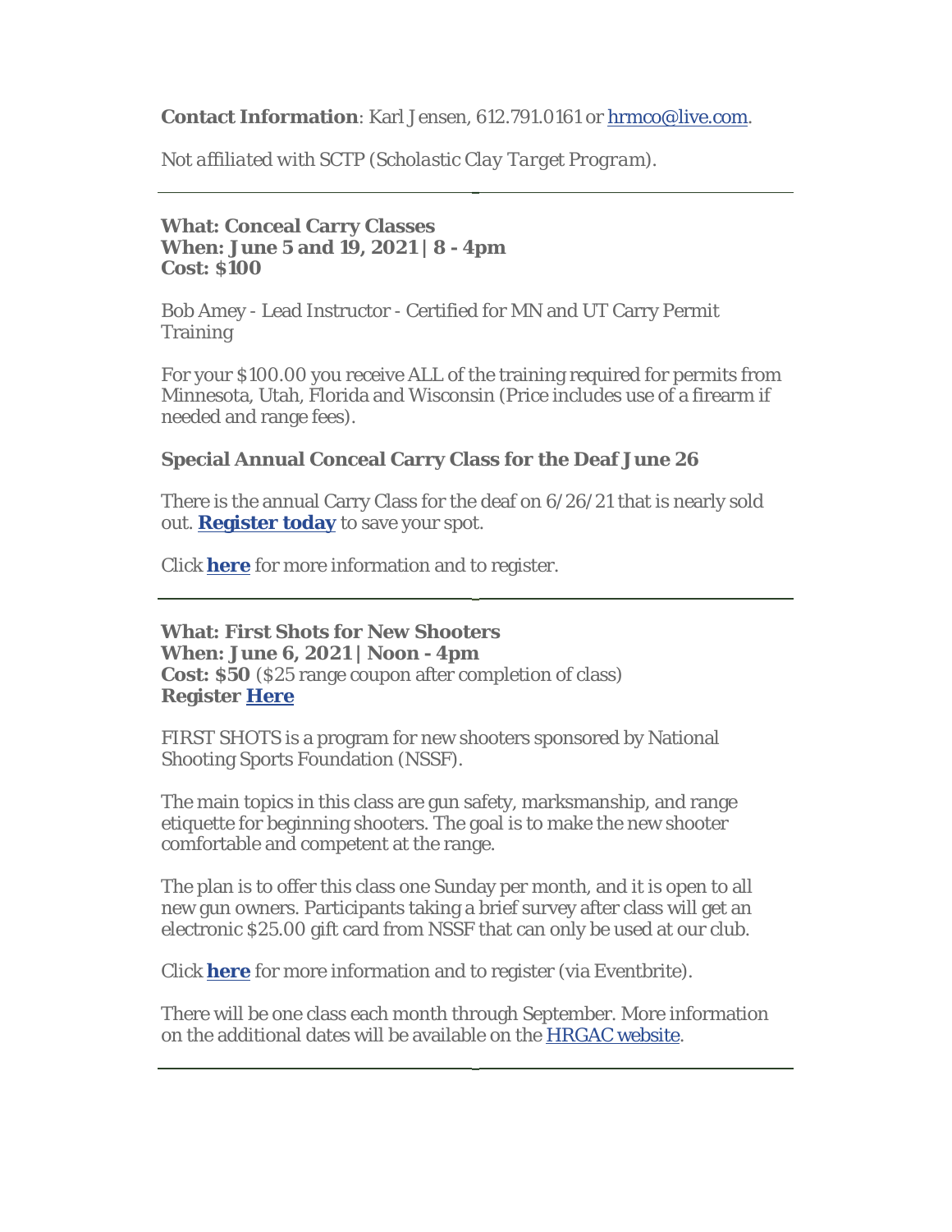**Contact Information**: Karl Jensen, 612.791.0161 or [hrmco@live.com](mailto:hrmco@live.com).

*Not affiliated with SCTP (Scholastic Clay Target Program).*

---

**What: Conceal Carry Classes**
**When: June 5 and 19, 2021 | 8 - 4pm**
**Cost: $100**

Bob Amey - Lead Instructor - Certified for MN and UT Carry Permit Training

For your $100.00 you receive ALL of the training required for permits from Minnesota, Utah, Florida and Wisconsin (Price includes use of a firearm if needed and range fees).

**Special Annual Conceal Carry Class for the Deaf June 26**

There is the annual Carry Class for the deaf on 6/26/21 that is nearly sold out. **Register today** to save your spot.

Click **here** for more information and to register.

---

**What: First Shots for New Shooters**
**When: June 6, 2021 | Noon - 4pm**
**Cost: $50** ($25 range coupon after completion of class)
**Register Here**

FIRST SHOTS is a program for new shooters sponsored by National Shooting Sports Foundation (NSSF).

The main topics in this class are gun safety, marksmanship, and range etiquette for beginning shooters. The goal is to make the new shooter comfortable and competent at the range.

The plan is to offer this class one Sunday per month, and it is open to all new gun owners. Participants taking a brief survey after class will get an electronic $25.00 gift card from NSSF that can only be used at our club.

Click **here** for more information and to register (via Eventbrite).

There will be one class each month through September. More information on the additional dates will be available on the HRGAC website.

---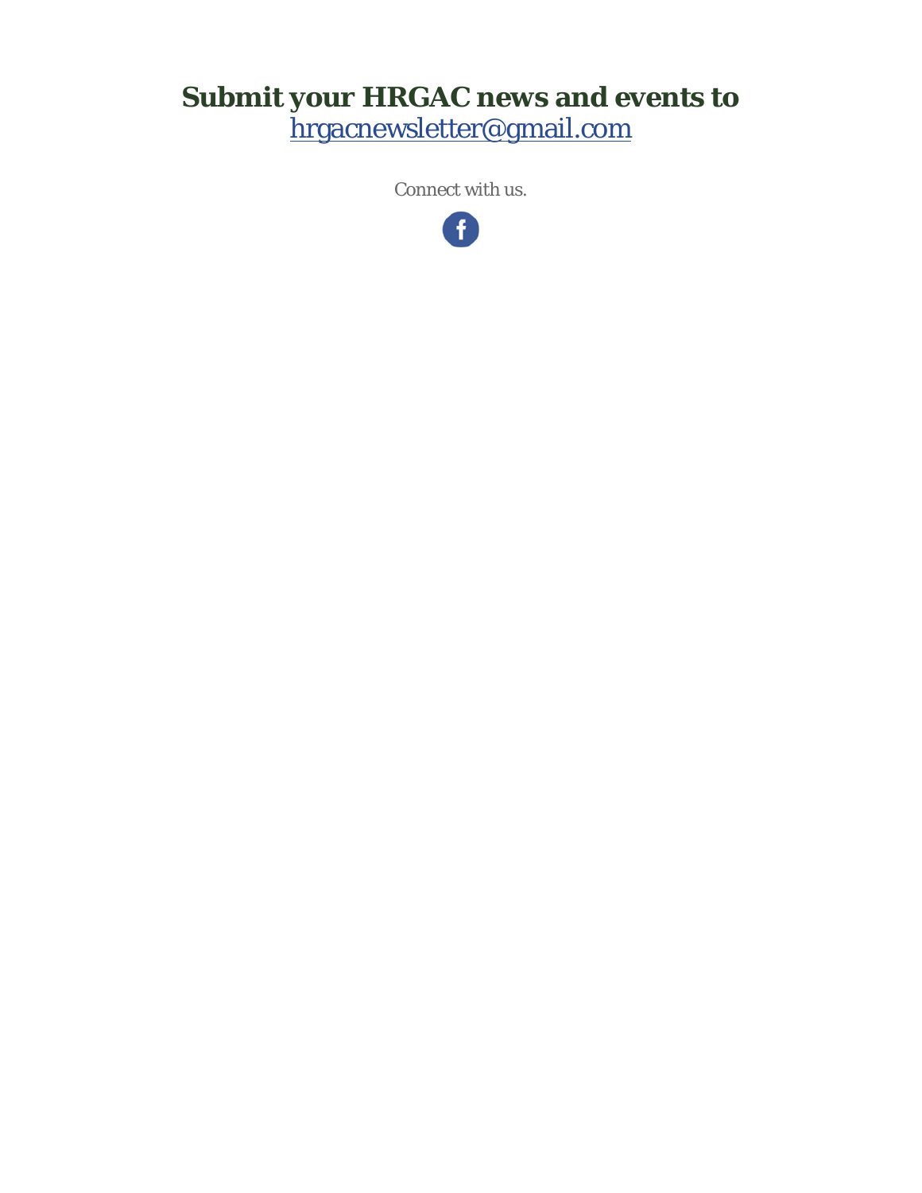## Submit your HRGAC news and events to
hrgacnewsletter@gmail.com

Connect with us.